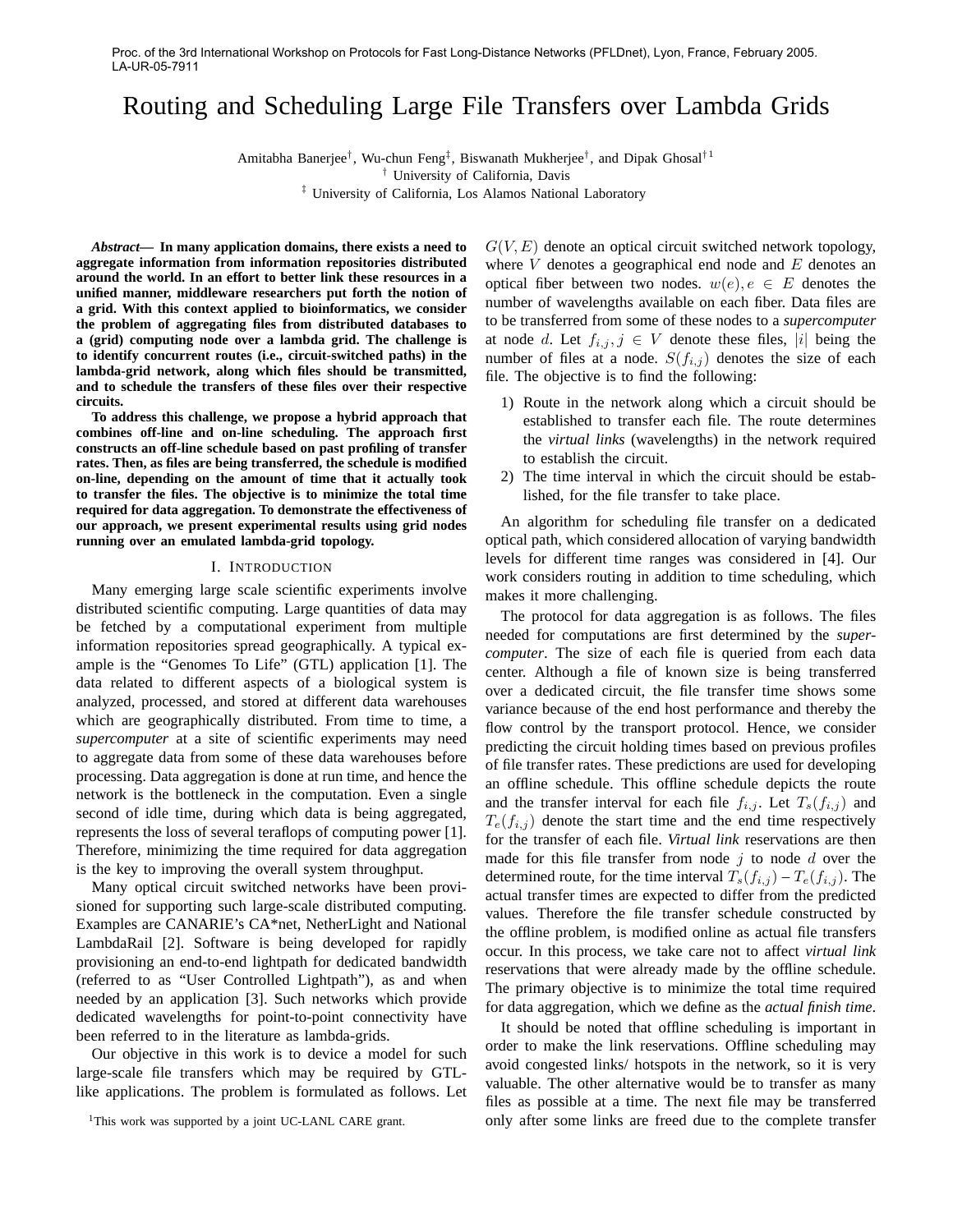Proc. of the 3rd International Workshop on Protocols for Fast Long-Distance Networks (PFLDnet), Lyon, France, February 2005.
LA-UR-05-7911

# Routing and Scheduling Large File Transfers over Lambda Grids

Amitabha Banerjee[†], Wu-chun Feng[‡], Biswanath Mukherjee[†], and Dipak Ghosal[†][1]

[†] University of California, Davis

[‡] University of California, Los Alamos National Laboratory

***Abstract*— In many application domains, there exists a need to aggregate information from information repositories distributed around the world. In an effort to better link these resources in a unified manner, middleware researchers put forth the notion of a grid. With this context applied to bioinformatics, we consider the problem of aggregating files from distributed databases to a (grid) computing node over a lambda grid. The challenge is to identify concurrent routes (i.e., circuit-switched paths) in the lambda-grid network, along which files should be transmitted, and to schedule the transfers of these files over their respective circuits.**

**To address this challenge, we propose a hybrid approach that combines off-line and on-line scheduling. The approach first constructs an off-line schedule based on past profiling of transfer rates. Then, as files are being transferred, the schedule is modified on-line, depending on the amount of time that it actually took to transfer the files. The objective is to minimize the total time required for data aggregation. To demonstrate the effectiveness of our approach, we present experimental results using grid nodes running over an emulated lambda-grid topology.**

## I. Introduction

Many emerging large scale scientific experiments involve distributed scientific computing. Large quantities of data may be fetched by a computational experiment from multiple information repositories spread geographically. A typical example is the "Genomes To Life" (GTL) application [1]. The data related to different aspects of a biological system is analyzed, processed, and stored at different data warehouses which are geographically distributed. From time to time, a *supercomputer* at a site of scientific experiments may need to aggregate data from some of these data warehouses before processing. Data aggregation is done at run time, and hence the network is the bottleneck in the computation. Even a single second of idle time, during which data is being aggregated, represents the loss of several teraflops of computing power [1]. Therefore, minimizing the time required for data aggregation is the key to improving the overall system throughput.

Many optical circuit switched networks have been provisioned for supporting such large-scale distributed computing. Examples are CANARIE's CA*net, NetherLight and National LambdaRail [2]. Software is being developed for rapidly provisioning an end-to-end lightpath for dedicated bandwidth (referred to as "User Controlled Lightpath"), as and when needed by an application [3]. Such networks which provide dedicated wavelengths for point-to-point connectivity have been referred to in the literature as lambda-grids.

Our objective in this work is to device a model for such large-scale file transfers which may be required by GTL-like applications. The problem is formulated as follows. Let $G(V, E)$ denote an optical circuit switched network topology, where $V$ denotes a geographical end node and $E$ denotes an optical fiber between two nodes. $w(e), e \in E$ denotes the number of wavelengths available on each fiber. Data files are to be transferred from some of these nodes to a *supercomputer* at node $d$. Let $f_{i,j}, j \in V$ denote these files, $|i|$ being the number of files at a node. $S(f_{i,j})$ denotes the size of each file. The objective is to find the following:

1) Route in the network along which a circuit should be established to transfer each file. The route determines the *virtual links* (wavelengths) in the network required to establish the circuit.
2) The time interval in which the circuit should be established, for the file transfer to take place.

An algorithm for scheduling file transfer on a dedicated optical path, which considered allocation of varying bandwidth levels for different time ranges was considered in [4]. Our work considers routing in addition to time scheduling, which makes it more challenging.

The protocol for data aggregation is as follows. The files needed for computations are first determined by the *supercomputer*. The size of each file is queried from each data center. Although a file of known size is being transferred over a dedicated circuit, the file transfer time shows some variance because of the end host performance and thereby the flow control by the transport protocol. Hence, we consider predicting the circuit holding times based on previous profiles of file transfer rates. These predictions are used for developing an offline schedule. This offline schedule depicts the route and the transfer interval for each file $f_{i,j}$. Let $T_s(f_{i,j})$ and $T_e(f_{i,j})$ denote the start time and the end time respectively for the transfer of each file. *Virtual link* reservations are then made for this file transfer from node $j$ to node $d$ over the determined route, for the time interval $T_s(f_{i,j}) - T_e(f_{i,j})$. The actual transfer times are expected to differ from the predicted values. Therefore the file transfer schedule constructed by the offline problem, is modified online as actual file transfers occur. In this process, we take care not to affect *virtual link* reservations that were already made by the offline schedule. The primary objective is to minimize the total time required for data aggregation, which we define as the *actual finish time*.

It should be noted that offline scheduling is important in order to make the link reservations. Offline scheduling may avoid congested links/ hotspots in the network, so it is very valuable. The other alternative would be to transfer as many files as possible at a time. The next file may be transferred only after some links are freed due to the complete transfer

[1]This work was supported by a joint UC-LANL CARE grant.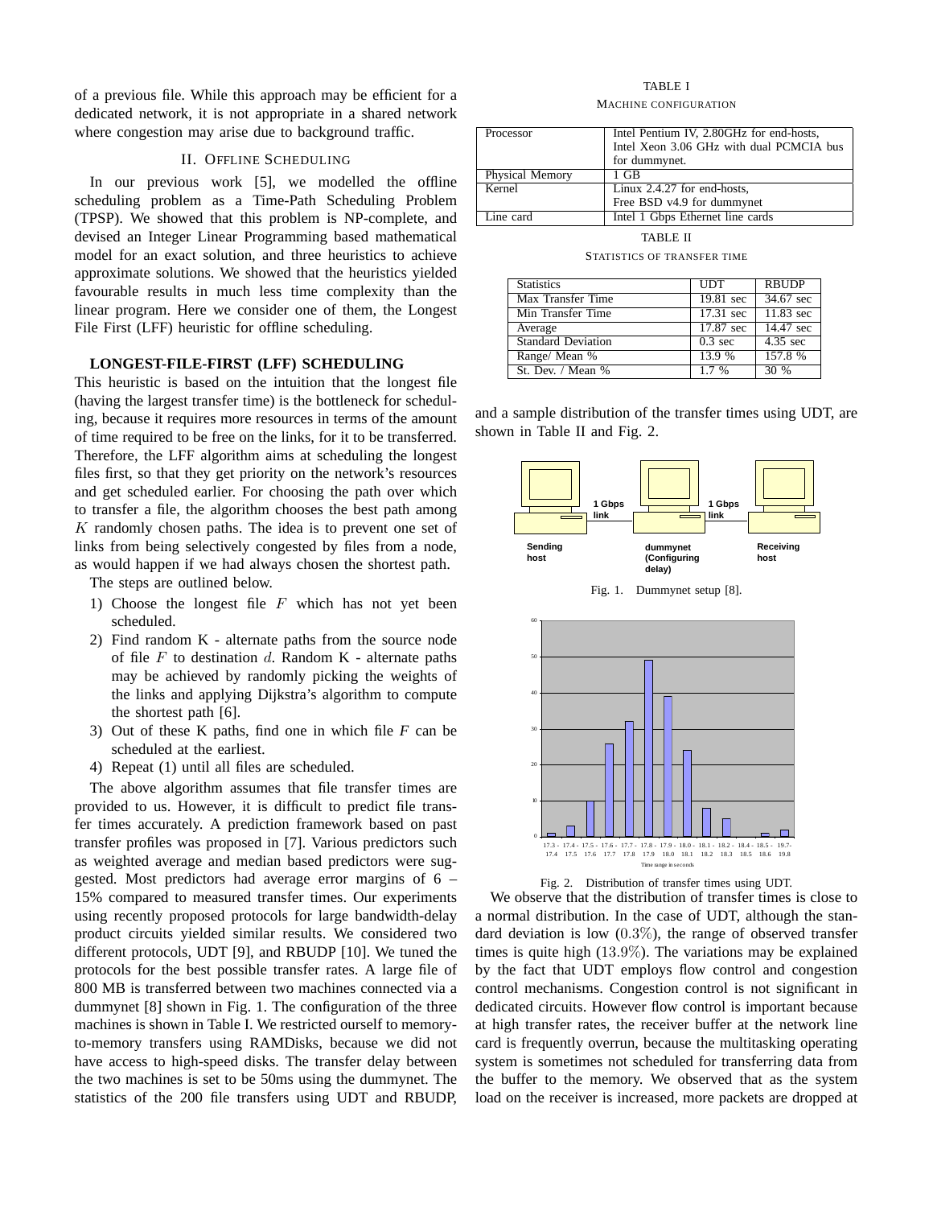of a previous file. While this approach may be efficient for a dedicated network, it is not appropriate in a shared network where congestion may arise due to background traffic.

## II. Offline Scheduling

In our previous work [5], we modelled the offline scheduling problem as a Time-Path Scheduling Problem (TPSP). We showed that this problem is NP-complete, and devised an Integer Linear Programming based mathematical model for an exact solution, and three heuristics to achieve approximate solutions. We showed that the heuristics yielded favourable results in much less time complexity than the linear program. Here we consider one of them, the Longest File First (LFF) heuristic for offline scheduling.

**LONGEST-FILE-FIRST (LFF) SCHEDULING**

This heuristic is based on the intuition that the longest file (having the largest transfer time) is the bottleneck for scheduling, because it requires more resources in terms of the amount of time required to be free on the links, for it to be transferred. Therefore, the LFF algorithm aims at scheduling the longest files first, so that they get priority on the network's resources and get scheduled earlier. For choosing the path over which to transfer a file, the algorithm chooses the best path among $K$ randomly chosen paths. The idea is to prevent one set of links from being selectively congested by files from a node, as would happen if we had always chosen the shortest path.

The steps are outlined below.

1) Choose the longest file $F$ which has not yet been scheduled.
2) Find random K - alternate paths from the source node of file $F$ to destination $d$. Random K - alternate paths may be achieved by randomly picking the weights of the links and applying Dijkstra's algorithm to compute the shortest path [6].
3) Out of these K paths, find one in which file $F$ can be scheduled at the earliest.
4) Repeat (1) until all files are scheduled.

The above algorithm assumes that file transfer times are provided to us. However, it is difficult to predict file transfer times accurately. A prediction framework based on past transfer profiles was proposed in [7]. Various predictors such as weighted average and median based predictors were suggested. Most predictors had average error margins of 6 – 15% compared to measured transfer times. Our experiments using recently proposed protocols for large bandwidth-delay product circuits yielded similar results. We considered two different protocols, UDT [9], and RBUDP [10]. We tuned the protocols for the best possible transfer rates. A large file of 800 MB is transferred between two machines connected via a dummynet [8] shown in Fig. 1. The configuration of the three machines is shown in Table I. We restricted ourself to memory-to-memory transfers using RAMDisks, because we did not have access to high-speed disks. The transfer delay between the two machines is set to be 50ms using the dummynet. The statistics of the 200 file transfers using UDT and RBUDP, and a sample distribution of the transfer times using UDT, are shown in Table II and Fig. 2.

TABLE I
MACHINE CONFIGURATION

| | |
|---|---|
| Processor | Intel Pentium IV, 2.80GHz for end-hosts, Intel Xeon 3.06 GHz with dual PCMCIA bus for dummynet. |
| Physical Memory | 1 GB |
| Kernel | Linux 2.4.27 for end-hosts, Free BSD v4.9 for dummynet |
| Line card | Intel 1 Gbps Ethernet line cards |

TABLE II
STATISTICS OF TRANSFER TIME

| Statistics | UDT | RBUDP |
|---|---|---|
| Max Transfer Time | 19.81 sec | 34.67 sec |
| Min Transfer Time | 17.31 sec | 11.83 sec |
| Average | 17.87 sec | 14.47 sec |
| Standard Deviation | 0.3 sec | 4.35 sec |
| Range/ Mean % | 13.9 % | 157.8 % |
| St. Dev. / Mean % | 1.7 % | 30 % |

Fig. 1. Dummynet setup [8].

Fig. 2. Distribution of transfer times using UDT.

We observe that the distribution of transfer times is close to a normal distribution. In the case of UDT, although the standard deviation is low ($0.3\%$), the range of observed transfer times is quite high ($13.9\%$). The variations may be explained by the fact that UDT employs flow control and congestion control mechanisms. Congestion control is not significant in dedicated circuits. However flow control is important because at high transfer rates, the receiver buffer at the network line card is frequently overrun, because the multitasking operating system is sometimes not scheduled for transferring data from the buffer to the memory. We observed that as the system load on the receiver is increased, more packets are dropped at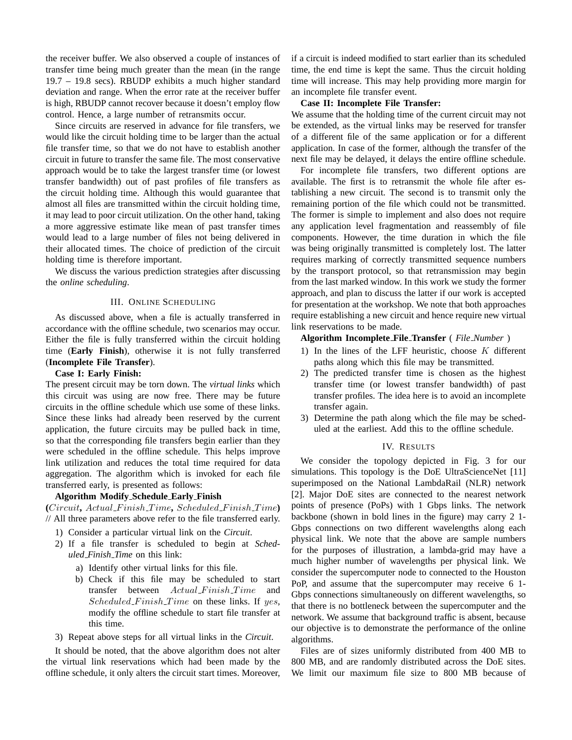the receiver buffer. We also observed a couple of instances of transfer time being much greater than the mean (in the range 19.7 – 19.8 secs). RBUDP exhibits a much higher standard deviation and range. When the error rate at the receiver buffer is high, RBUDP cannot recover because it doesn't employ flow control. Hence, a large number of retransmits occur.

Since circuits are reserved in advance for file transfers, we would like the circuit holding time to be larger than the actual file transfer time, so that we do not have to establish another circuit in future to transfer the same file. The most conservative approach would be to take the largest transfer time (or lowest transfer bandwidth) out of past profiles of file transfers as the circuit holding time. Although this would guarantee that almost all files are transmitted within the circuit holding time, it may lead to poor circuit utilization. On the other hand, taking a more aggressive estimate like mean of past transfer times would lead to a large number of files not being delivered in their allocated times. The choice of prediction of the circuit holding time is therefore important.

We discuss the various prediction strategies after discussing the *online scheduling*.

## III. Online Scheduling

As discussed above, when a file is actually transferred in accordance with the offline schedule, two scenarios may occur. Either the file is fully transferred within the circuit holding time (**Early Finish**), otherwise it is not fully transferred (**Incomplete File Transfer**).

**Case I: Early Finish:**
The present circuit may be torn down. The *virtual links* which this circuit was using are now free. There may be future circuits in the offline schedule which use some of these links. Since these links had already been reserved by the current application, the future circuits may be pulled back in time, so that the corresponding file transfers begin earlier than they were scheduled in the offline schedule. This helps improve link utilization and reduces the total time required for data aggregation. The algorithm which is invoked for each file transferred early, is presented as follows:

**Algorithm Modify_Schedule_Early_Finish**
**(**$Circuit$**,** $Actual\_Finish\_Time$**,** $Scheduled\_Finish\_Time$**)**
// All three parameters above refer to the file transferred early.

1) Consider a particular virtual link on the *Circuit*.
2) If a file transfer is scheduled to begin at *Scheduled_Finish_Time* on this link:
   a) Identify other virtual links for this file.
   b) Check if this file may be scheduled to start transfer between $Actual\_Finish\_Time$ and $Scheduled\_Finish\_Time$ on these links. If $yes$, modify the offline schedule to start file transfer at this time.
3) Repeat above steps for all virtual links in the *Circuit*.

It should be noted, that the above algorithm does not alter the virtual link reservations which had been made by the offline schedule, it only alters the circuit start times. Moreover, if a circuit is indeed modified to start earlier than its scheduled time, the end time is kept the same. Thus the circuit holding time will increase. This may help providing more margin for an incomplete file transfer event.

**Case II: Incomplete File Transfer:**
We assume that the holding time of the current circuit may not be extended, as the virtual links may be reserved for transfer of a different file of the same application or for a different application. In case of the former, although the transfer of the next file may be delayed, it delays the entire offline schedule.

For incomplete file transfers, two different options are available. The first is to retransmit the whole file after establishing a new circuit. The second is to transmit only the remaining portion of the file which could not be transmitted. The former is simple to implement and also does not require any application level fragmentation and reassembly of file components. However, the time duration in which the file was being originally transmitted is completely lost. The latter requires marking of correctly transmitted sequence numbers by the transport protocol, so that retransmission may begin from the last marked window. In this work we study the former approach, and plan to discuss the latter if our work is accepted for presentation at the workshop. We note that both approaches require establishing a new circuit and hence require new virtual link reservations to be made.

**Algorithm Incomplete_File_Transfer** ( *File_Number* )

1) In the lines of the LFF heuristic, choose $K$ different paths along which this file may be transmitted.
2) The predicted transfer time is chosen as the highest transfer time (or lowest transfer bandwidth) of past transfer profiles. The idea here is to avoid an incomplete transfer again.
3) Determine the path along which the file may be scheduled at the earliest. Add this to the offline schedule.

## IV. Results

We consider the topology depicted in Fig. 3 for our simulations. This topology is the DoE UltraScienceNet [11] superimposed on the National LambdaRail (NLR) network [2]. Major DoE sites are connected to the nearest network points of presence (PoPs) with 1 Gbps links. The network backbone (shown in bold lines in the figure) may carry 2 1-Gbps connections on two different wavelengths along each physical link. We note that the above are sample numbers for the purposes of illustration, a lambda-grid may have a much higher number of wavelengths per physical link. We consider the supercomputer node to connected to the Houston PoP, and assume that the supercomputer may receive 6 1-Gbps connections simultaneously on different wavelengths, so that there is no bottleneck between the supercomputer and the network. We assume that background traffic is absent, because our objective is to demonstrate the performance of the online algorithms.

Files are of sizes uniformly distributed from 400 MB to 800 MB, and are randomly distributed across the DoE sites. We limit our maximum file size to 800 MB because of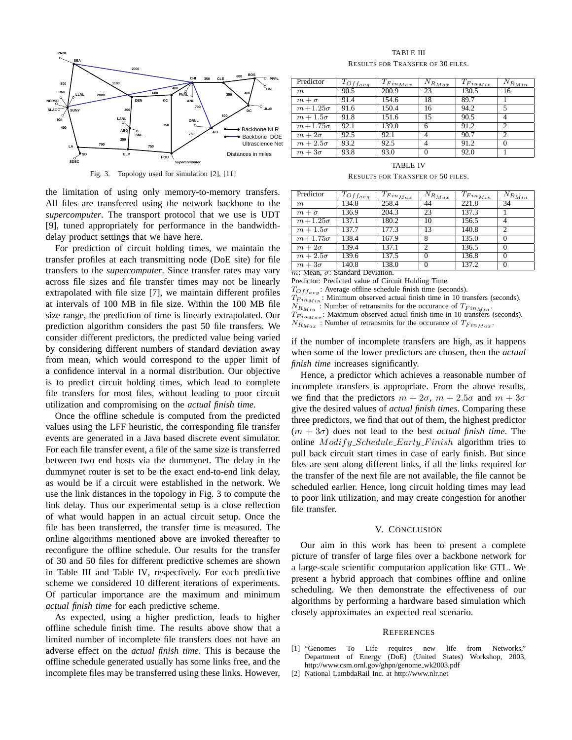Fig. 3. Topology used for simulation [2], [11]

the limitation of using only memory-to-memory transfers. All files are transferred using the network backbone to the *supercomputer*. The transport protocol that we use is UDT [9], tuned appropriately for performance in the bandwidth-delay product settings that we have here.

For prediction of circuit holding times, we maintain the transfer profiles at each transmitting node (DoE site) for file transfers to the *supercomputer*. Since transfer rates may vary across file sizes and file transfer times may not be linearly extrapolated with file size [7], we maintain different profiles at intervals of 100 MB in file size. Within the 100 MB file size range, the prediction of time is linearly extrapolated. Our prediction algorithm considers the past 50 file transfers. We consider different predictors, the predicted value being varied by considering different numbers of standard deviation away from mean, which would correspond to the upper limit of a confidence interval in a normal distribution. Our objective is to predict circuit holding times, which lead to complete file transfers for most files, without leading to poor circuit utilization and compromising on the *actual finish time*.

Once the offline schedule is computed from the predicted values using the LFF heuristic, the corresponding file transfer events are generated in a Java based discrete event simulator. For each file transfer event, a file of the same size is transferred between two end hosts via the dummynet. The delay in the dummynet router is set to be the exact end-to-end link delay, as would be if a circuit were established in the network. We use the link distances in the topology in Fig. 3 to compute the link delay. Thus our experimental setup is a close reflection of what would happen in an actual circuit setup. Once the file has been transferred, the transfer time is measured. The online algorithms mentioned above are invoked thereafter to reconfigure the offline schedule. Our results for the transfer of 30 and 50 files for different predictive schemes are shown in Table III and Table IV, respectively. For each predictive scheme we considered 10 different iterations of experiments. Of particular importance are the maximum and minimum *actual finish time* for each predictive scheme.

As expected, using a higher prediction, leads to higher offline schedule finish time. The results above show that a limited number of incomplete file transfers does not have an adverse effect on the *actual finish time*. This is because the offline schedule generated usually has some links free, and the incomplete files may be transferred using these links. However, if the number of incomplete transfers are high, as it happens when some of the lower predictors are chosen, then the *actual finish time* increases significantly.

TABLE III
RESULTS FOR TRANSFER OF 30 FILES.

| Predictor | $T_{Off_{avg}}$ | $T_{Fin_{Max}}$ | $N_{R_{Max}}$ | $T_{Fin_{Min}}$ | $N_{R_{Min}}$ |
|---|---|---|---|---|---|
| $m$ | 90.5 | 200.9 | 23 | 130.5 | 16 |
| $m+\sigma$ | 91.4 | 154.6 | 18 | 89.7 | 1 |
| $m+1.25\sigma$ | 91.6 | 150.4 | 16 | 94.2 | 5 |
| $m+1.5\sigma$ | 91.8 | 151.6 | 15 | 90.5 | 4 |
| $m+1.75\sigma$ | 92.1 | 139.0 | 6 | 91.2 | 2 |
| $m+2\sigma$ | 92.5 | 92.1 | 4 | 90.7 | 2 |
| $m+2.5\sigma$ | 93.2 | 92.5 | 4 | 91.2 | 0 |
| $m+3\sigma$ | 93.8 | 93.0 | 0 | 92.0 | 1 |

TABLE IV
RESULTS FOR TRANSFER OF 50 FILES.

| Predictor | $T_{Off_{avg}}$ | $T_{Fin_{Max}}$ | $N_{R_{Max}}$ | $T_{Fin_{Min}}$ | $N_{R_{Min}}$ |
|---|---|---|---|---|---|
| $m$ | 134.8 | 258.4 | 44 | 221.8 | 34 |
| $m+\sigma$ | 136.9 | 204.3 | 23 | 137.3 | 1 |
| $m+1.25\sigma$ | 137.1 | 180.2 | 10 | 156.5 | 4 |
| $m+1.5\sigma$ | 137.7 | 177.3 | 13 | 140.8 | 2 |
| $m+1.75\sigma$ | 138.4 | 167.9 | 8 | 135.0 | 0 |
| $m+2\sigma$ | 139.4 | 137.1 | 2 | 136.5 | 0 |
| $m+2.5\sigma$ | 139.6 | 137.5 | 0 | 136.8 | 0 |
| $m+3\sigma$ | 140.8 | 138.0 | 0 | 137.2 | 0 |

$m$: Mean, $\sigma$: Standard Deviation.
Predictor: Predicted value of Circuit Holding Time.
$T_{Off_{avg}}$: Average offline schedule finish time (seconds).
$T_{Fin_{Min}}$: Minimum observed actual finish time in 10 transfers (seconds).
$N_{R_{Min}}$: Number of retransmits for the occurance of $T_{Fin_{Min}}$.
$T_{Fin_{Max}}$: Maximum observed actual finish time in 10 transfers (seconds).
$N_{R_{Max}}$: Number of retransmits for the occurance of $T_{Fin_{Max}}$.

Hence, a predictor which achieves a reasonable number of incomplete transfers is appropriate. From the above results, we find that the predictors $m + 2\sigma$, $m + 2.5\sigma$ and $m + 3\sigma$ give the desired values of *actual finish times*. Comparing these three predictors, we find that out of them, the highest predictor ($m + 3\sigma$) does not lead to the best *actual finish time*. The online $Modify\_Schedule\_Early\_Finish$ algorithm tries to pull back circuit start times in case of early finish. But since files are sent along different links, if all the links required for the transfer of the next file are not available, the file cannot be scheduled earlier. Hence, long circuit holding times may lead to poor link utilization, and may create congestion for another file transfer.

## V. CONCLUSION

Our aim in this work has been to present a complete picture of transfer of large files over a backbone network for a large-scale scientific computation application like GTL. We present a hybrid approach that combines offline and online scheduling. We then demonstrate the effectiveness of our algorithms by performing a hardware based simulation which closely approximates an expected real scenario.

## REFERENCES

[1] "Genomes To Life requires new life from Networks," Department of Energy (DoE) (United States) Workshop, 2003, http://www.csm.ornl.gov/ghpn/genome_wk2003.pdf

[2] National LambdaRail Inc. at http://www.nlr.net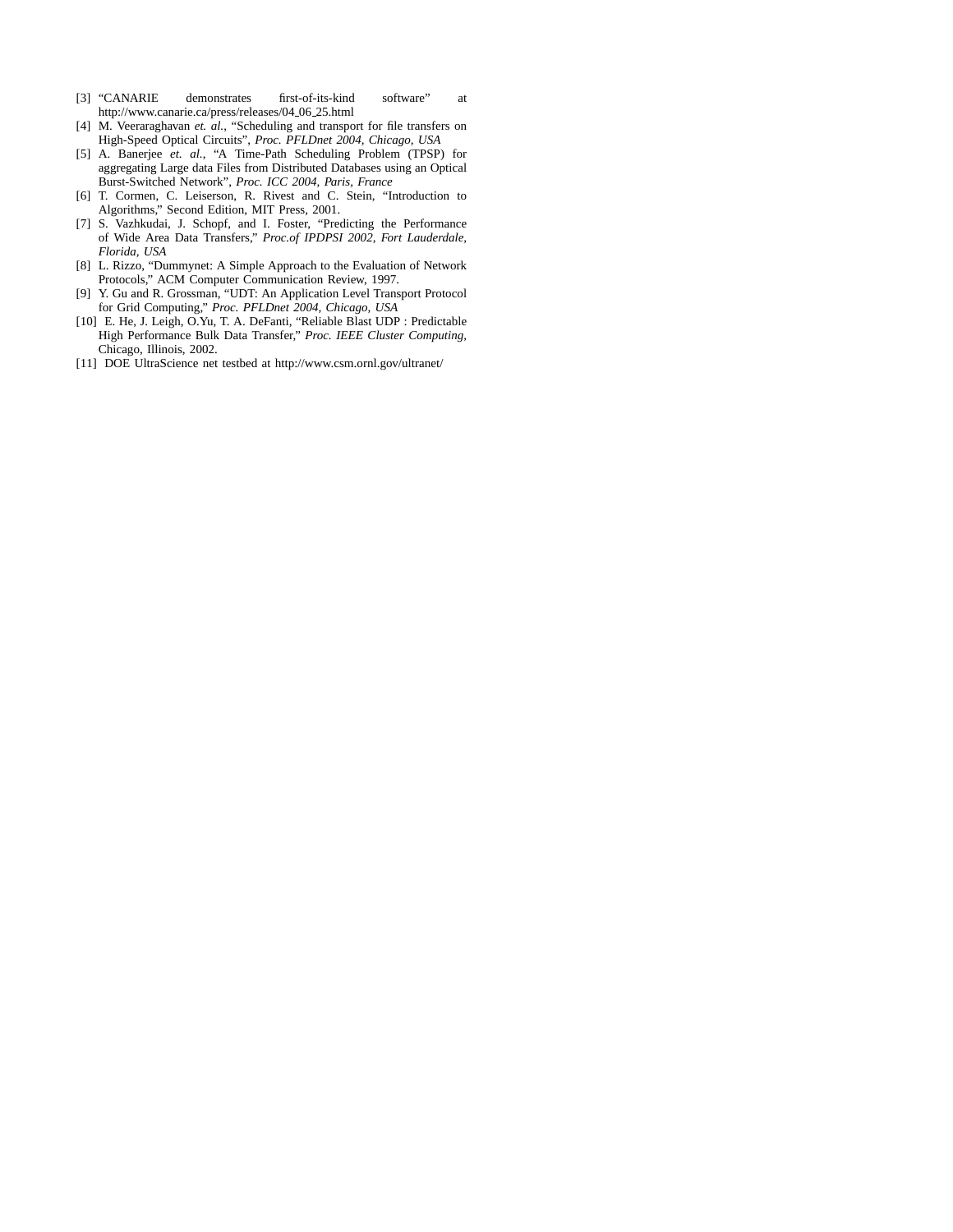[3] "CANARIE demonstrates first-of-its-kind software" at http://www.canarie.ca/press/releases/04_06_25.html

[4] M. Veeraraghavan *et. al.*, "Scheduling and transport for file transfers on High-Speed Optical Circuits", *Proc. PFLDnet 2004, Chicago, USA*

[5] A. Banerjee *et. al.*, "A Time-Path Scheduling Problem (TPSP) for aggregating Large data Files from Distributed Databases using an Optical Burst-Switched Network", *Proc. ICC 2004, Paris, France*

[6] T. Cormen, C. Leiserson, R. Rivest and C. Stein, "Introduction to Algorithms," Second Edition, MIT Press, 2001.

[7] S. Vazhkudai, J. Schopf, and I. Foster, "Predicting the Performance of Wide Area Data Transfers," *Proc.of IPDPSI 2002, Fort Lauderdale, Florida, USA*

[8] L. Rizzo, "Dummynet: A Simple Approach to the Evaluation of Network Protocols," ACM Computer Communication Review, 1997.

[9] Y. Gu and R. Grossman, "UDT: An Application Level Transport Protocol for Grid Computing," *Proc. PFLDnet 2004, Chicago, USA*

[10] E. He, J. Leigh, O.Yu, T. A. DeFanti, "Reliable Blast UDP : Predictable High Performance Bulk Data Transfer," *Proc. IEEE Cluster Computing*, Chicago, Illinois, 2002.

[11] DOE UltraScience net testbed at http://www.csm.ornl.gov/ultranet/